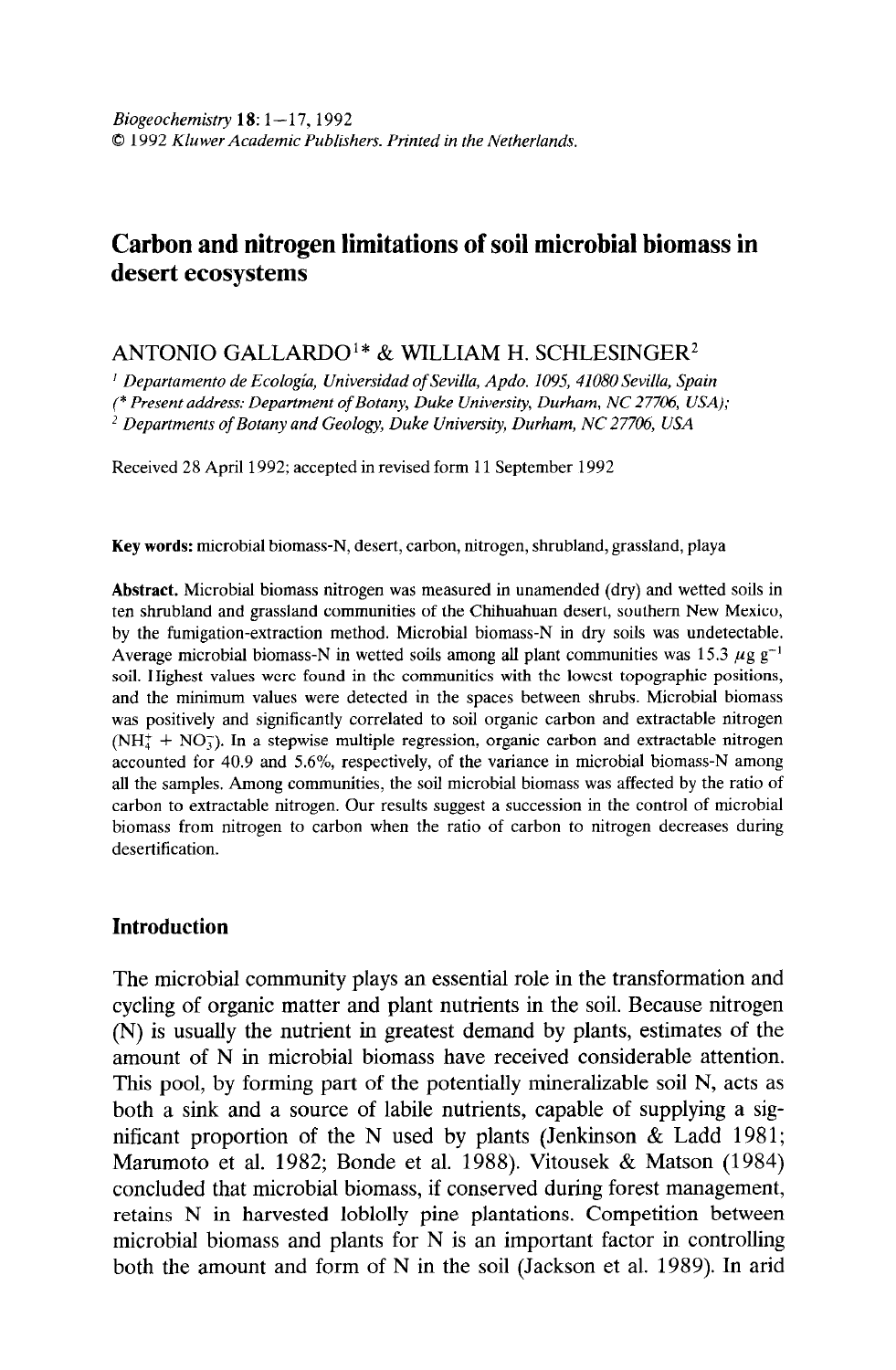Biogeochemistry 18: 1–17, 1992
© 1992 Kluwer Academic Publishers. Printed in the Netherlands.

# Carbon and nitrogen limitations of soil microbial biomass in desert ecosystems

ANTONIO GALLARDO[1]* & WILLIAM H. SCHLESINGER[2]

[1] Departamento de Ecología, Universidad of Sevilla, Apdo. 1095, 41080 Sevilla, Spain
(* Present address: Department of Botany, Duke University, Durham, NC 27706, USA);
[2] Departments of Botany and Geology, Duke University, Durham, NC 27706, USA

Received 28 April 1992; accepted in revised form 11 September 1992

**Key words:** microbial biomass-N, desert, carbon, nitrogen, shrubland, grassland, playa

**Abstract.** Microbial biomass nitrogen was measured in unamended (dry) and wetted soils in ten shrubland and grassland communities of the Chihuahuan desert, southern New Mexico, by the fumigation-extraction method. Microbial biomass-N in dry soils was undetectable. Average microbial biomass-N in wetted soils among all plant communities was 15.3 $\mu g\ g^{-1}$ soil. Highest values were found in the communities with the lowest topographic positions, and the minimum values were detected in the spaces between shrubs. Microbial biomass was positively and significantly correlated to soil organic carbon and extractable nitrogen ($NH_4^+ + NO_3^-$). In a stepwise multiple regression, organic carbon and extractable nitrogen accounted for 40.9 and 5.6%, respectively, of the variance in microbial biomass-N among all the samples. Among communities, the soil microbial biomass was affected by the ratio of carbon to extractable nitrogen. Our results suggest a succession in the control of microbial biomass from nitrogen to carbon when the ratio of carbon to nitrogen decreases during desertification.

## Introduction

The microbial community plays an essential role in the transformation and cycling of organic matter and plant nutrients in the soil. Because nitrogen (N) is usually the nutrient in greatest demand by plants, estimates of the amount of N in microbial biomass have received considerable attention. This pool, by forming part of the potentially mineralizable soil N, acts as both a sink and a source of labile nutrients, capable of supplying a significant proportion of the N used by plants (Jenkinson & Ladd 1981; Marumoto et al. 1982; Bonde et al. 1988). Vitousek & Matson (1984) concluded that microbial biomass, if conserved during forest management, retains N in harvested loblolly pine plantations. Competition between microbial biomass and plants for N is an important factor in controlling both the amount and form of N in the soil (Jackson et al. 1989). In arid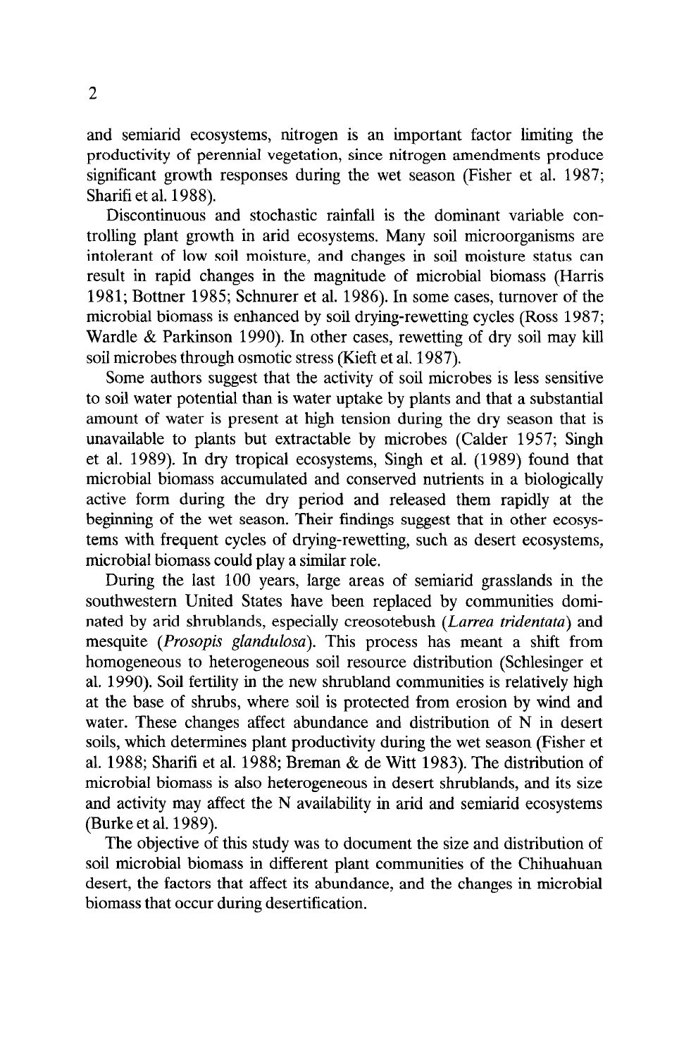and semiarid ecosystems, nitrogen is an important factor limiting the productivity of perennial vegetation, since nitrogen amendments produce significant growth responses during the wet season (Fisher et al. 1987; Sharifi et al. 1988).

Discontinuous and stochastic rainfall is the dominant variable controlling plant growth in arid ecosystems. Many soil microorganisms are intolerant of low soil moisture, and changes in soil moisture status can result in rapid changes in the magnitude of microbial biomass (Harris 1981; Bottner 1985; Schnurer et al. 1986). In some cases, turnover of the microbial biomass is enhanced by soil drying-rewetting cycles (Ross 1987; Wardle & Parkinson 1990). In other cases, rewetting of dry soil may kill soil microbes through osmotic stress (Kieft et al. 1987).

Some authors suggest that the activity of soil microbes is less sensitive to soil water potential than is water uptake by plants and that a substantial amount of water is present at high tension during the dry season that is unavailable to plants but extractable by microbes (Calder 1957; Singh et al. 1989). In dry tropical ecosystems, Singh et al. (1989) found that microbial biomass accumulated and conserved nutrients in a biologically active form during the dry period and released them rapidly at the beginning of the wet season. Their findings suggest that in other ecosystems with frequent cycles of drying-rewetting, such as desert ecosystems, microbial biomass could play a similar role.

During the last 100 years, large areas of semiarid grasslands in the southwestern United States have been replaced by communities dominated by arid shrublands, especially creosotebush (*Larrea tridentata*) and mesquite (*Prosopis glandulosa*). This process has meant a shift from homogeneous to heterogeneous soil resource distribution (Schlesinger et al. 1990). Soil fertility in the new shrubland communities is relatively high at the base of shrubs, where soil is protected from erosion by wind and water. These changes affect abundance and distribution of N in desert soils, which determines plant productivity during the wet season (Fisher et al. 1988; Sharifi et al. 1988; Breman & de Witt 1983). The distribution of microbial biomass is also heterogeneous in desert shrublands, and its size and activity may affect the N availability in arid and semiarid ecosystems (Burke et al. 1989).

The objective of this study was to document the size and distribution of soil microbial biomass in different plant communities of the Chihuahuan desert, the factors that affect its abundance, and the changes in microbial biomass that occur during desertification.